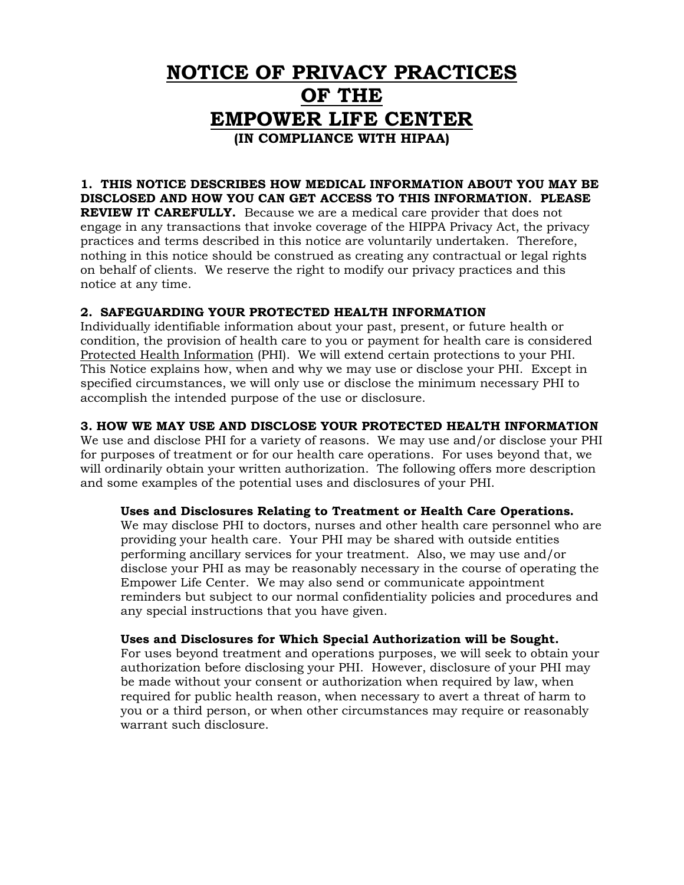# NOTICE OF PRIVACY PRACTICES OF THE EMPOWER LIFE CENTER

**(IN COMPLIANCE WITH HIPAA)**

**1. THIS NOTICE DESCRIBES HOW MEDICAL INFORMATION ABOUT YOU MAY BE DISCLOSED AND HOW YOU CAN GET ACCESS TO THIS INFORMATION. PLEASE REVIEW IT CAREFULLY.** Because we are a medical care provider that does not engage in any transactions that invoke coverage of the HIPPA Privacy Act, the privacy practices and terms described in this notice are voluntarily undertaken. Therefore, nothing in this notice should be construed as creating any contractual or legal rights on behalf of clients. We reserve the right to modify our privacy practices and this notice at any time.

**2. SAFEGUARDING YOUR PROTECTED HEALTH INFORMATION**

Individually identifiable information about your past, present, or future health or condition, the provision of health care to you or payment for health care is considered <u>Protected Health Information</u> (PHI). We will extend certain protections to your PHI. This Notice explains how, when and why we may use or disclose your PHI. Except in specified circumstances, we will only use or disclose the minimum necessary PHI to accomplish the intended purpose of the use or disclosure.

**3. HOW WE MAY USE AND DISCLOSE YOUR PROTECTED HEALTH INFORMATION**

We use and disclose PHI for a variety of reasons. We may use and/or disclose your PHI for purposes of treatment or for our health care operations. For uses beyond that, we will ordinarily obtain your written authorization. The following offers more description and some examples of the potential uses and disclosures of your PHI.

**Uses and Disclosures Relating to Treatment or Health Care Operations.**
We may disclose PHI to doctors, nurses and other health care personnel who are providing your health care. Your PHI may be shared with outside entities performing ancillary services for your treatment. Also, we may use and/or disclose your PHI as may be reasonably necessary in the course of operating the Empower Life Center. We may also send or communicate appointment reminders but subject to our normal confidentiality policies and procedures and any special instructions that you have given.

**Uses and Disclosures for Which Special Authorization will be Sought.**
For uses beyond treatment and operations purposes, we will seek to obtain your authorization before disclosing your PHI. However, disclosure of your PHI may be made without your consent or authorization when required by law, when required for public health reason, when necessary to avert a threat of harm to you or a third person, or when other circumstances may require or reasonably warrant such disclosure.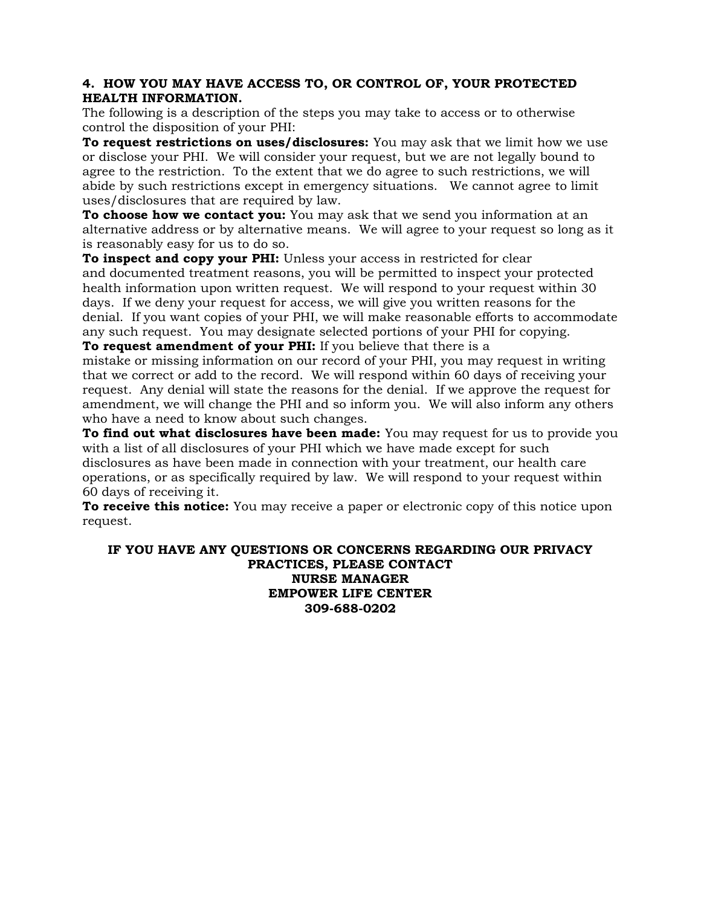**4. HOW YOU MAY HAVE ACCESS TO, OR CONTROL OF, YOUR PROTECTED HEALTH INFORMATION.**

The following is a description of the steps you may take to access or to otherwise control the disposition of your PHI:

**To request restrictions on uses/disclosures:** You may ask that we limit how we use or disclose your PHI. We will consider your request, but we are not legally bound to agree to the restriction. To the extent that we do agree to such restrictions, we will abide by such restrictions except in emergency situations. We cannot agree to limit uses/disclosures that are required by law.

**To choose how we contact you:** You may ask that we send you information at an alternative address or by alternative means. We will agree to your request so long as it is reasonably easy for us to do so.

**To inspect and copy your PHI:** Unless your access in restricted for clear and documented treatment reasons, you will be permitted to inspect your protected health information upon written request. We will respond to your request within 30 days. If we deny your request for access, we will give you written reasons for the denial. If you want copies of your PHI, we will make reasonable efforts to accommodate any such request. You may designate selected portions of your PHI for copying.

**To request amendment of your PHI:** If you believe that there is a mistake or missing information on our record of your PHI, you may request in writing that we correct or add to the record. We will respond within 60 days of receiving your request. Any denial will state the reasons for the denial. If we approve the request for amendment, we will change the PHI and so inform you. We will also inform any others who have a need to know about such changes.

**To find out what disclosures have been made:** You may request for us to provide you with a list of all disclosures of your PHI which we have made except for such disclosures as have been made in connection with your treatment, our health care operations, or as specifically required by law. We will respond to your request within 60 days of receiving it.

**To receive this notice:** You may receive a paper or electronic copy of this notice upon request.

**IF YOU HAVE ANY QUESTIONS OR CONCERNS REGARDING OUR PRIVACY PRACTICES, PLEASE CONTACT**
**NURSE MANAGER**
**EMPOWER LIFE CENTER**
**309-688-0202**